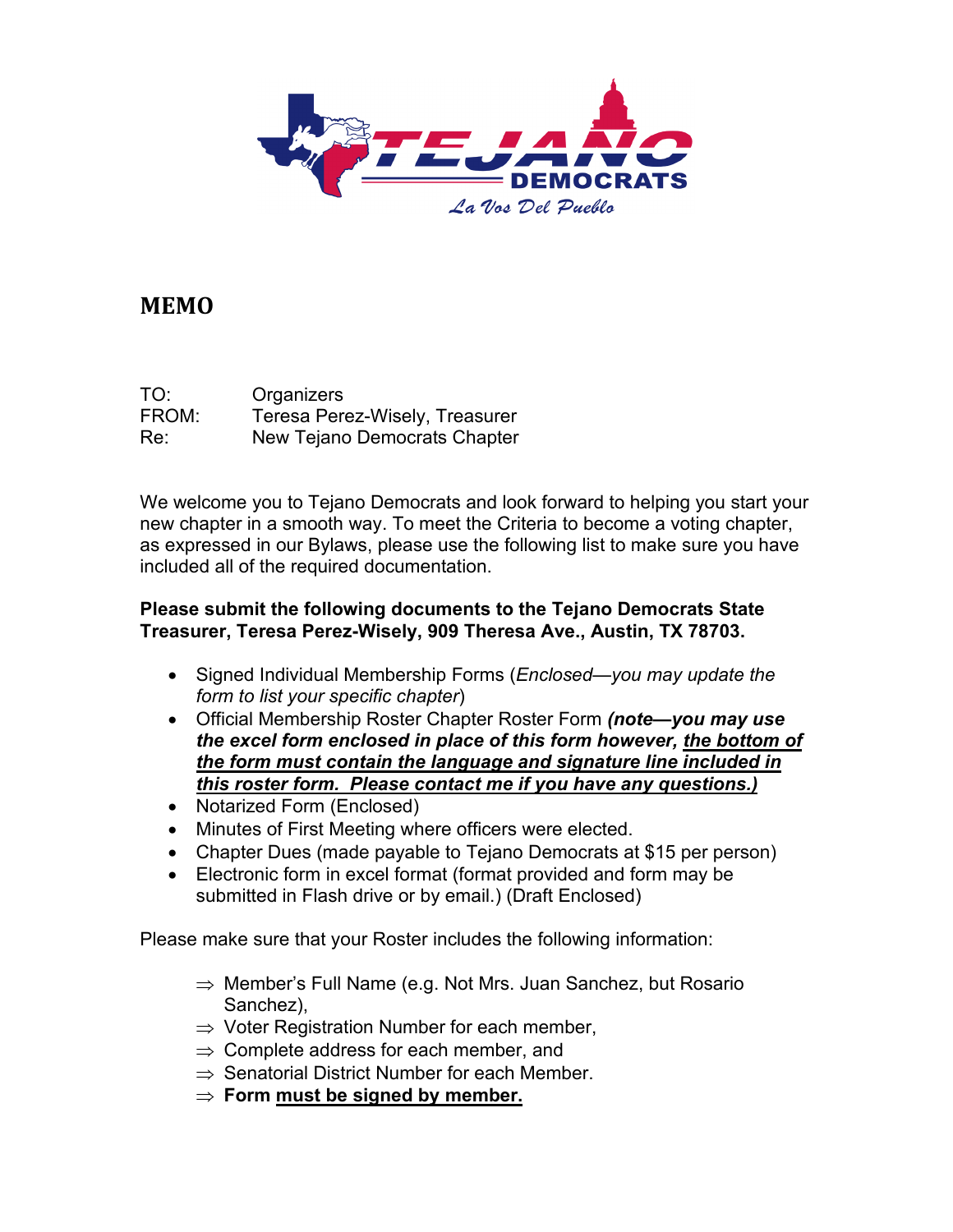TEJANO DEMOCRATS

La Vos Del Pueblo

# MEMO

TO: Organizers
FROM: Teresa Perez-Wisely, Treasurer
Re: New Tejano Democrats Chapter

We welcome you to Tejano Democrats and look forward to helping you start your new chapter in a smooth way. To meet the Criteria to become a voting chapter, as expressed in our Bylaws, please use the following list to make sure you have included all of the required documentation.

**Please submit the following documents to the Tejano Democrats State Treasurer, Teresa Perez-Wisely, 909 Theresa Ave., Austin, TX 78703.**

- Signed Individual Membership Forms (*Enclosed—you may update the form to list your specific chapter*)
- Official Membership Roster Chapter Roster Form ***(note—you may use the excel form enclosed in place of this form however, the bottom of the form must contain the language and signature line included in this roster form. Please contact me if you have any questions.)***
- Notarized Form (Enclosed)
- Minutes of First Meeting where officers were elected.
- Chapter Dues (made payable to Tejano Democrats at $15 per person)
- Electronic form in excel format (format provided and form may be submitted in Flash drive or by email.) (Draft Enclosed)

Please make sure that your Roster includes the following information:

- ⇒ Member's Full Name (e.g. Not Mrs. Juan Sanchez, but Rosario Sanchez),
- ⇒ Voter Registration Number for each member,
- ⇒ Complete address for each member, and
- ⇒ Senatorial District Number for each Member.
- ⇒ **Form must be signed by member.**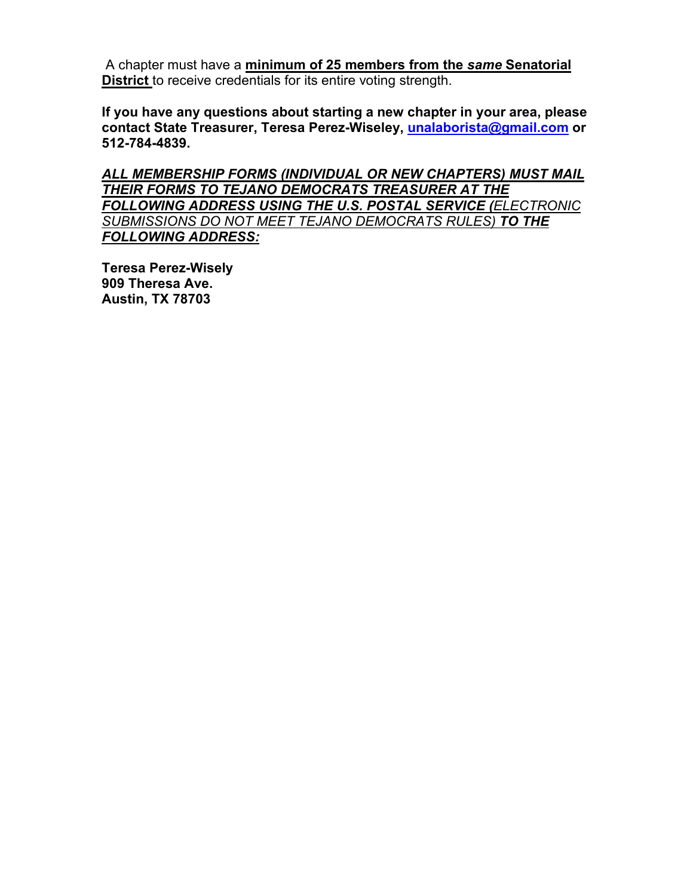A chapter must have a **minimum of 25 members from the *same* Senatorial District** to receive credentials for its entire voting strength.

**If you have any questions about starting a new chapter in your area, please contact State Treasurer, Teresa Perez-Wiseley, unalaborista@gmail.com or 512-784-4839.**

***ALL MEMBERSHIP FORMS (INDIVIDUAL OR NEW CHAPTERS) MUST MAIL THEIR FORMS TO TEJANO DEMOCRATS TREASURER AT THE FOLLOWING ADDRESS USING THE U.S. POSTAL SERVICE (****ELECTRONIC SUBMISSIONS DO NOT MEET TEJANO DEMOCRATS RULES)* ***TO THE FOLLOWING ADDRESS:***

**Teresa Perez-Wisely**
**909 Theresa Ave.**
**Austin, TX 78703**